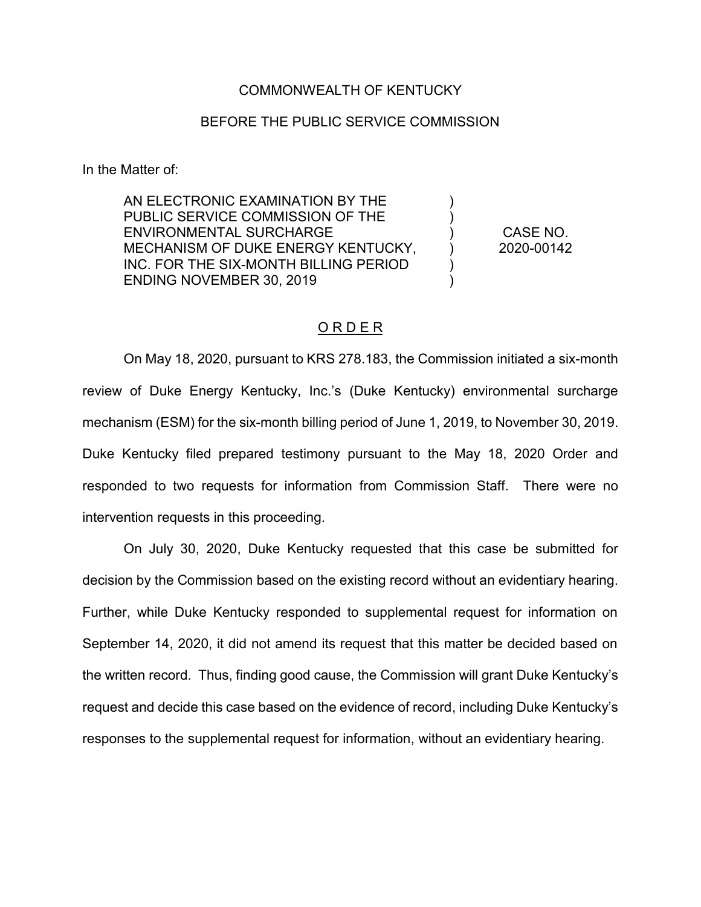COMMONWEALTH OF KENTUCKY

BEFORE THE PUBLIC SERVICE COMMISSION

In the Matter of:

| | | |
|---|---|---|
| AN ELECTRONIC EXAMINATION BY THE PUBLIC SERVICE COMMISSION OF THE ENVIRONMENTAL SURCHARGE MECHANISM OF DUKE ENERGY KENTUCKY, INC. FOR THE SIX-MONTH BILLING PERIOD ENDING NOVEMBER 30, 2019 | ) ) ) ) ) ) | CASE NO. 2020-00142 |

## O R D E R

On May 18, 2020, pursuant to KRS 278.183, the Commission initiated a six-month review of Duke Energy Kentucky, Inc.'s (Duke Kentucky) environmental surcharge mechanism (ESM) for the six-month billing period of June 1, 2019, to November 30, 2019. Duke Kentucky filed prepared testimony pursuant to the May 18, 2020 Order and responded to two requests for information from Commission Staff. There were no intervention requests in this proceeding.

On July 30, 2020, Duke Kentucky requested that this case be submitted for decision by the Commission based on the existing record without an evidentiary hearing. Further, while Duke Kentucky responded to supplemental request for information on September 14, 2020, it did not amend its request that this matter be decided based on the written record. Thus, finding good cause, the Commission will grant Duke Kentucky's request and decide this case based on the evidence of record, including Duke Kentucky's responses to the supplemental request for information, without an evidentiary hearing.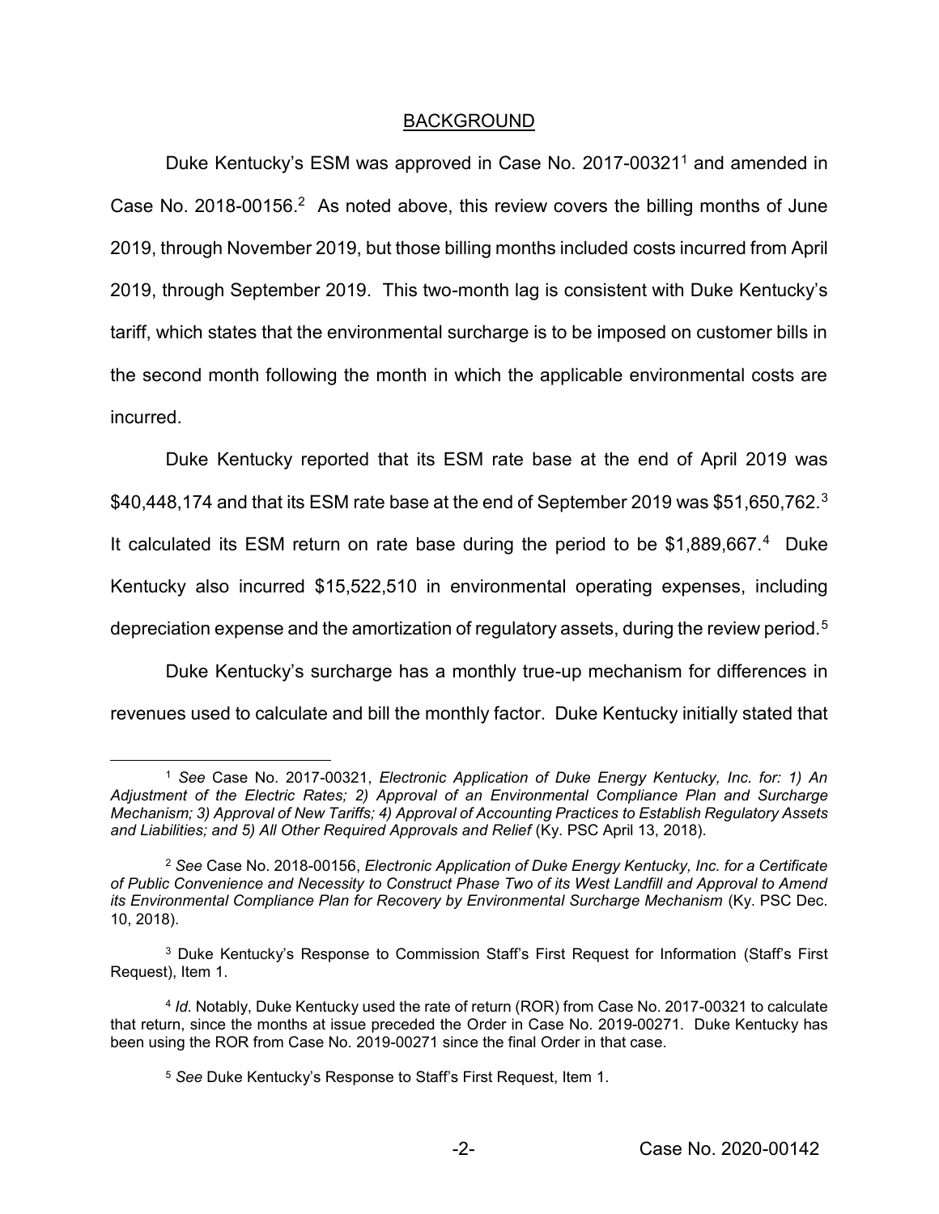## BACKGROUND

Duke Kentucky's ESM was approved in Case No. 2017-00321[1] and amended in Case No. 2018-00156.[2] As noted above, this review covers the billing months of June 2019, through November 2019, but those billing months included costs incurred from April 2019, through September 2019. This two-month lag is consistent with Duke Kentucky's tariff, which states that the environmental surcharge is to be imposed on customer bills in the second month following the month in which the applicable environmental costs are incurred.

Duke Kentucky reported that its ESM rate base at the end of April 2019 was $40,448,174 and that its ESM rate base at the end of September 2019 was $51,650,762.[3] It calculated its ESM return on rate base during the period to be $1,889,667.[4] Duke Kentucky also incurred $15,522,510 in environmental operating expenses, including depreciation expense and the amortization of regulatory assets, during the review period.[5]

Duke Kentucky's surcharge has a monthly true-up mechanism for differences in revenues used to calculate and bill the monthly factor. Duke Kentucky initially stated that

---

[1] *See* Case No. 2017-00321, *Electronic Application of Duke Energy Kentucky, Inc. for: 1) An Adjustment of the Electric Rates; 2) Approval of an Environmental Compliance Plan and Surcharge Mechanism; 3) Approval of New Tariffs; 4) Approval of Accounting Practices to Establish Regulatory Assets and Liabilities; and 5) All Other Required Approvals and Relief* (Ky. PSC April 13, 2018).

[2] *See* Case No. 2018-00156, *Electronic Application of Duke Energy Kentucky, Inc. for a Certificate of Public Convenience and Necessity to Construct Phase Two of its West Landfill and Approval to Amend its Environmental Compliance Plan for Recovery by Environmental Surcharge Mechanism* (Ky. PSC Dec. 10, 2018).

[3] Duke Kentucky's Response to Commission Staff's First Request for Information (Staff's First Request), Item 1.

[4] *Id.* Notably, Duke Kentucky used the rate of return (ROR) from Case No. 2017-00321 to calculate that return, since the months at issue preceded the Order in Case No. 2019-00271. Duke Kentucky has been using the ROR from Case No. 2019-00271 since the final Order in that case.

[5] *See* Duke Kentucky's Response to Staff's First Request, Item 1.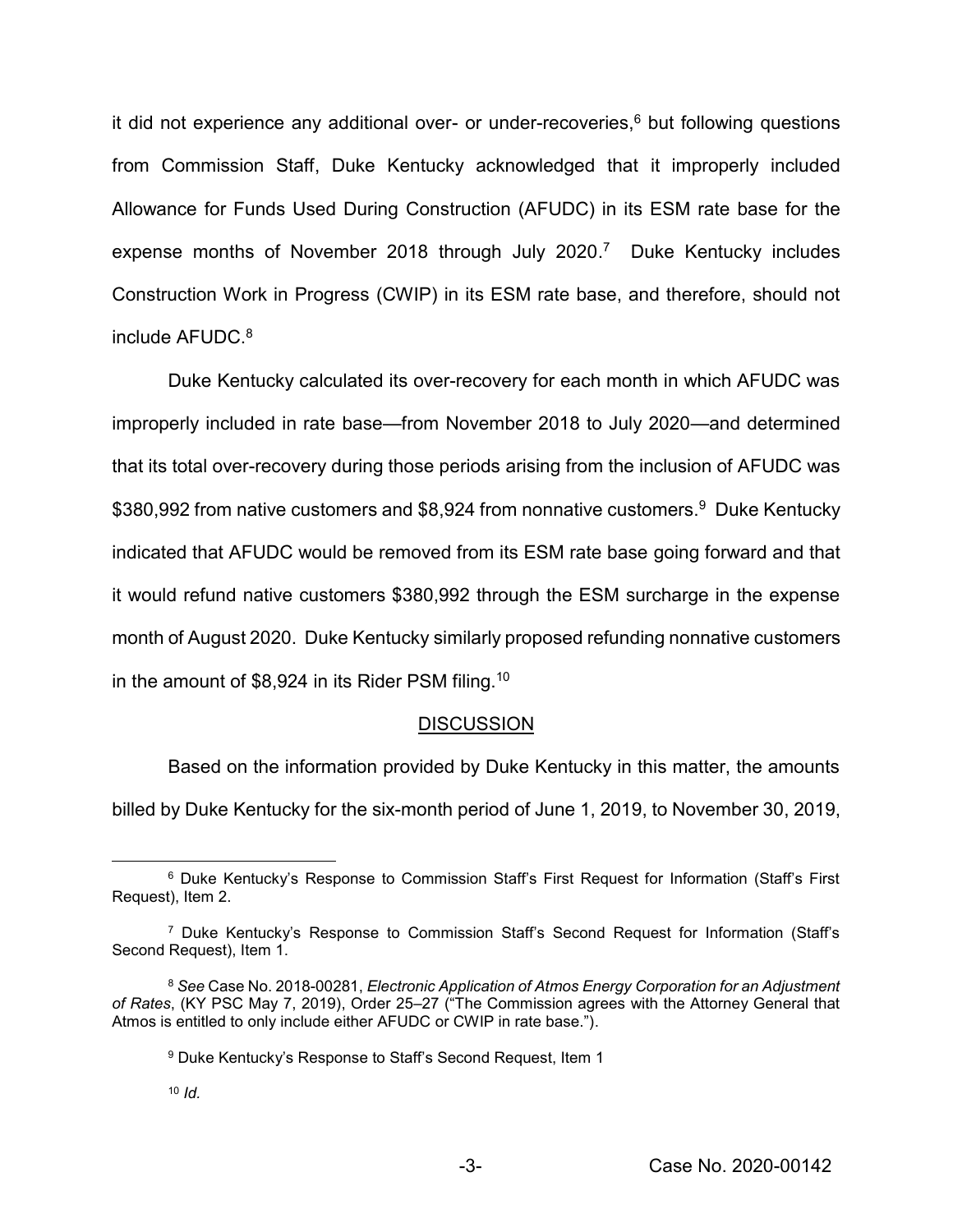it did not experience any additional over- or under-recoveries,[6] but following questions from Commission Staff, Duke Kentucky acknowledged that it improperly included Allowance for Funds Used During Construction (AFUDC) in its ESM rate base for the expense months of November 2018 through July 2020.[7] Duke Kentucky includes Construction Work in Progress (CWIP) in its ESM rate base, and therefore, should not include AFUDC.[8]

Duke Kentucky calculated its over-recovery for each month in which AFUDC was improperly included in rate base—from November 2018 to July 2020—and determined that its total over-recovery during those periods arising from the inclusion of AFUDC was $380,992 from native customers and $8,924 from nonnative customers.[9] Duke Kentucky indicated that AFUDC would be removed from its ESM rate base going forward and that it would refund native customers $380,992 through the ESM surcharge in the expense month of August 2020. Duke Kentucky similarly proposed refunding nonnative customers in the amount of $8,924 in its Rider PSM filing.[10]

## DISCUSSION

Based on the information provided by Duke Kentucky in this matter, the amounts billed by Duke Kentucky for the six-month period of June 1, 2019, to November 30, 2019,

---

[6] Duke Kentucky's Response to Commission Staff's First Request for Information (Staff's First Request), Item 2.

[7] Duke Kentucky's Response to Commission Staff's Second Request for Information (Staff's Second Request), Item 1.

[8] *See* Case No. 2018-00281, *Electronic Application of Atmos Energy Corporation for an Adjustment of Rates*, (KY PSC May 7, 2019), Order 25–27 ("The Commission agrees with the Attorney General that Atmos is entitled to only include either AFUDC or CWIP in rate base.").

[9] Duke Kentucky's Response to Staff's Second Request, Item 1

[10] *Id.*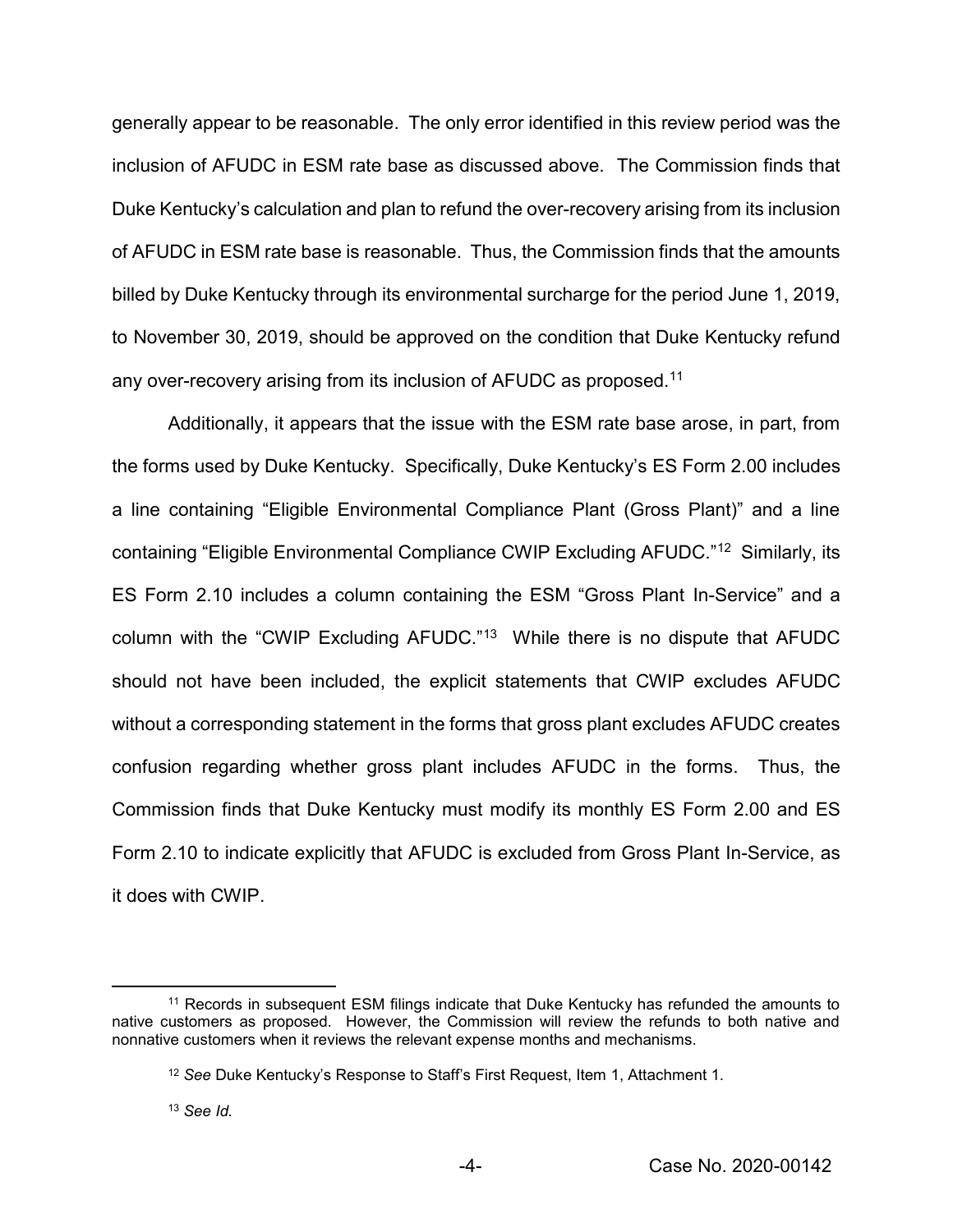generally appear to be reasonable. The only error identified in this review period was the inclusion of AFUDC in ESM rate base as discussed above. The Commission finds that Duke Kentucky's calculation and plan to refund the over-recovery arising from its inclusion of AFUDC in ESM rate base is reasonable. Thus, the Commission finds that the amounts billed by Duke Kentucky through its environmental surcharge for the period June 1, 2019, to November 30, 2019, should be approved on the condition that Duke Kentucky refund any over-recovery arising from its inclusion of AFUDC as proposed.[11]

Additionally, it appears that the issue with the ESM rate base arose, in part, from the forms used by Duke Kentucky. Specifically, Duke Kentucky's ES Form 2.00 includes a line containing "Eligible Environmental Compliance Plant (Gross Plant)" and a line containing "Eligible Environmental Compliance CWIP Excluding AFUDC."[12] Similarly, its ES Form 2.10 includes a column containing the ESM "Gross Plant In-Service" and a column with the "CWIP Excluding AFUDC."[13] While there is no dispute that AFUDC should not have been included, the explicit statements that CWIP excludes AFUDC without a corresponding statement in the forms that gross plant excludes AFUDC creates confusion regarding whether gross plant includes AFUDC in the forms. Thus, the Commission finds that Duke Kentucky must modify its monthly ES Form 2.00 and ES Form 2.10 to indicate explicitly that AFUDC is excluded from Gross Plant In-Service, as it does with CWIP.

---

[11] Records in subsequent ESM filings indicate that Duke Kentucky has refunded the amounts to native customers as proposed. However, the Commission will review the refunds to both native and nonnative customers when it reviews the relevant expense months and mechanisms.

[12] *See* Duke Kentucky's Response to Staff's First Request, Item 1, Attachment 1.

[13] *See Id.*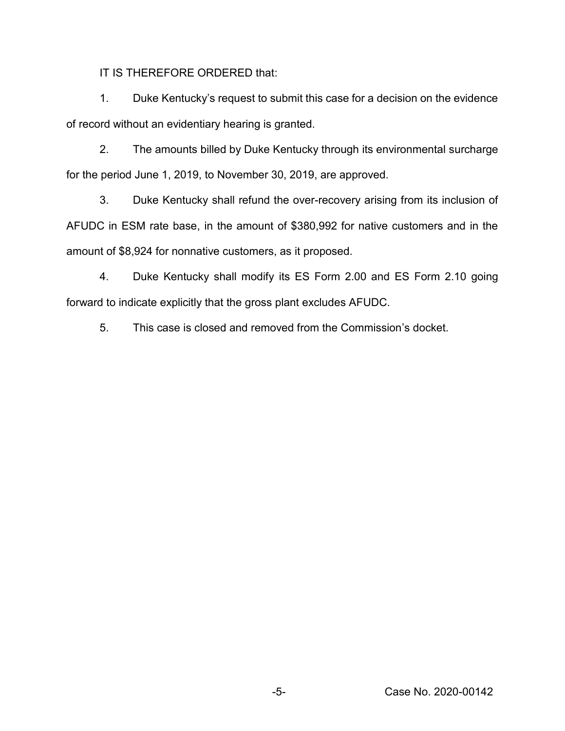IT IS THEREFORE ORDERED that:

1. Duke Kentucky's request to submit this case for a decision on the evidence of record without an evidentiary hearing is granted.

2. The amounts billed by Duke Kentucky through its environmental surcharge for the period June 1, 2019, to November 30, 2019, are approved.

3. Duke Kentucky shall refund the over-recovery arising from its inclusion of AFUDC in ESM rate base, in the amount of $380,992 for native customers and in the amount of $8,924 for nonnative customers, as it proposed.

4. Duke Kentucky shall modify its ES Form 2.00 and ES Form 2.10 going forward to indicate explicitly that the gross plant excludes AFUDC.

5. This case is closed and removed from the Commission's docket.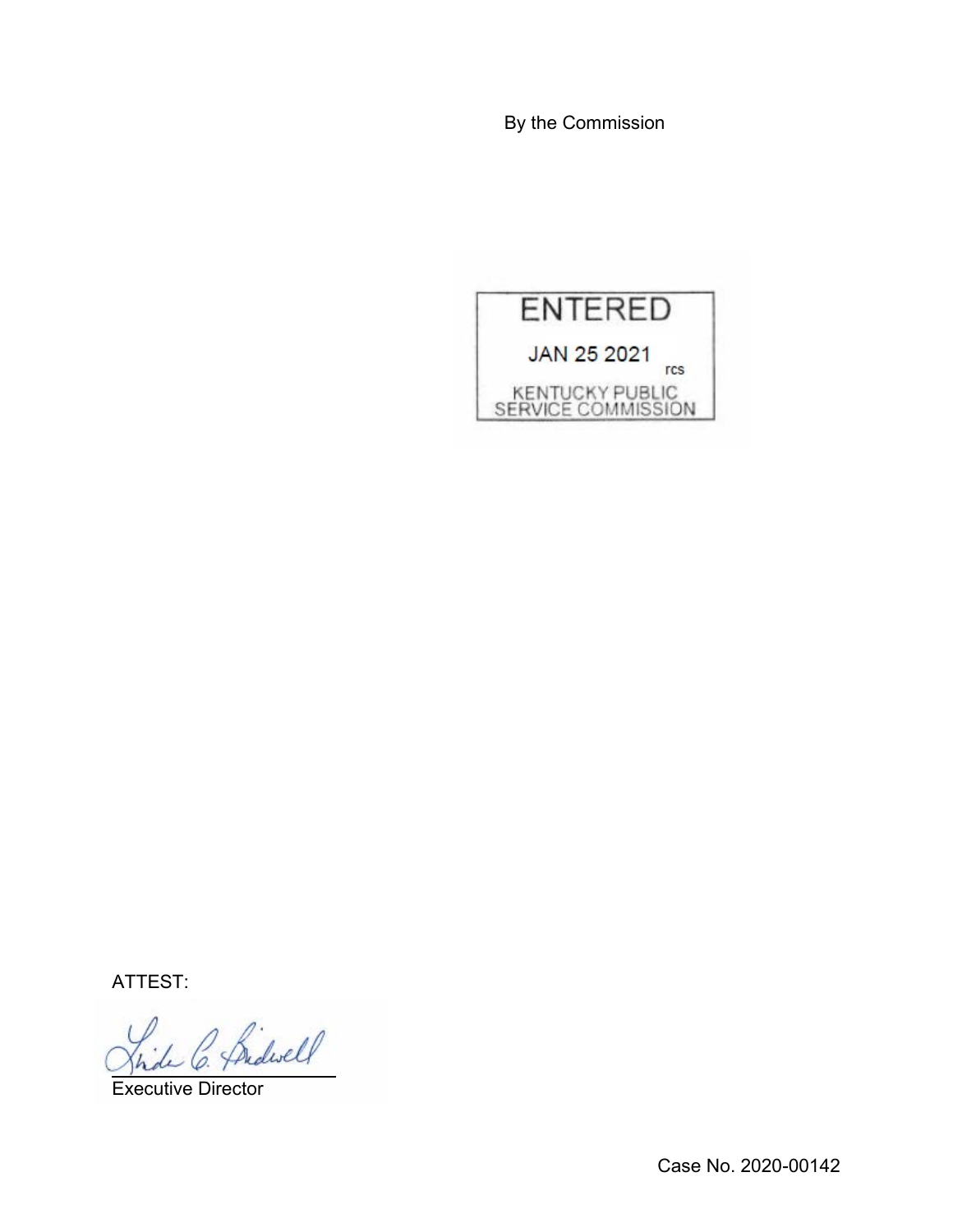By the Commission

ENTERED

JAN 25 2021

rcs

KENTUCKY PUBLIC SERVICE COMMISSION

ATTEST:

Executive Director

Case No. 2020-00142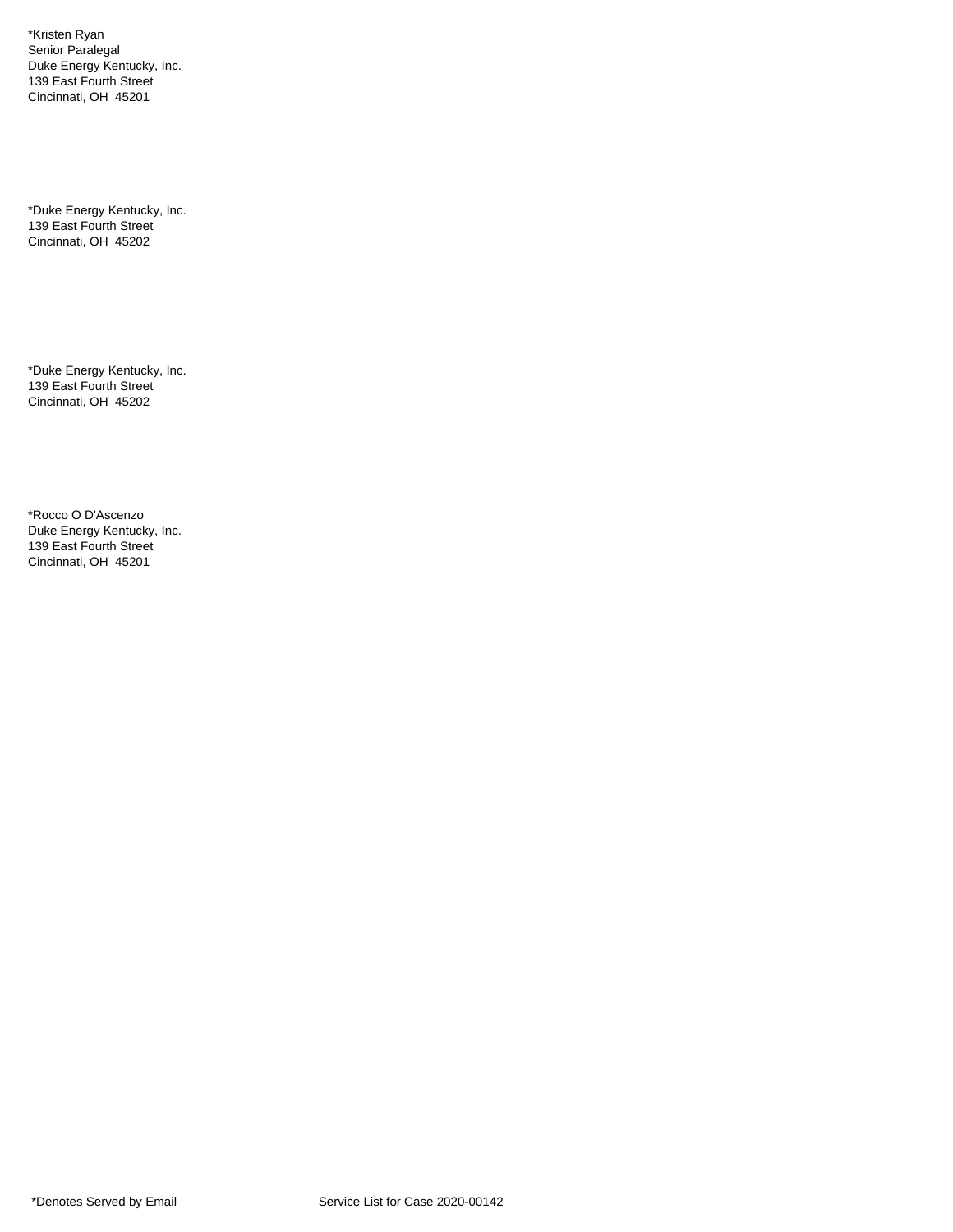*Kristen Ryan
Senior Paralegal
Duke Energy Kentucky, Inc.
139 East Fourth Street
Cincinnati, OH  45201

*Duke Energy Kentucky, Inc.
139 East Fourth Street
Cincinnati, OH  45202

*Duke Energy Kentucky, Inc.
139 East Fourth Street
Cincinnati, OH  45202

*Rocco O D'Ascenzo
Duke Energy Kentucky, Inc.
139 East Fourth Street
Cincinnati, OH  45201

*Denotes Served by Email

Service List for Case 2020-00142